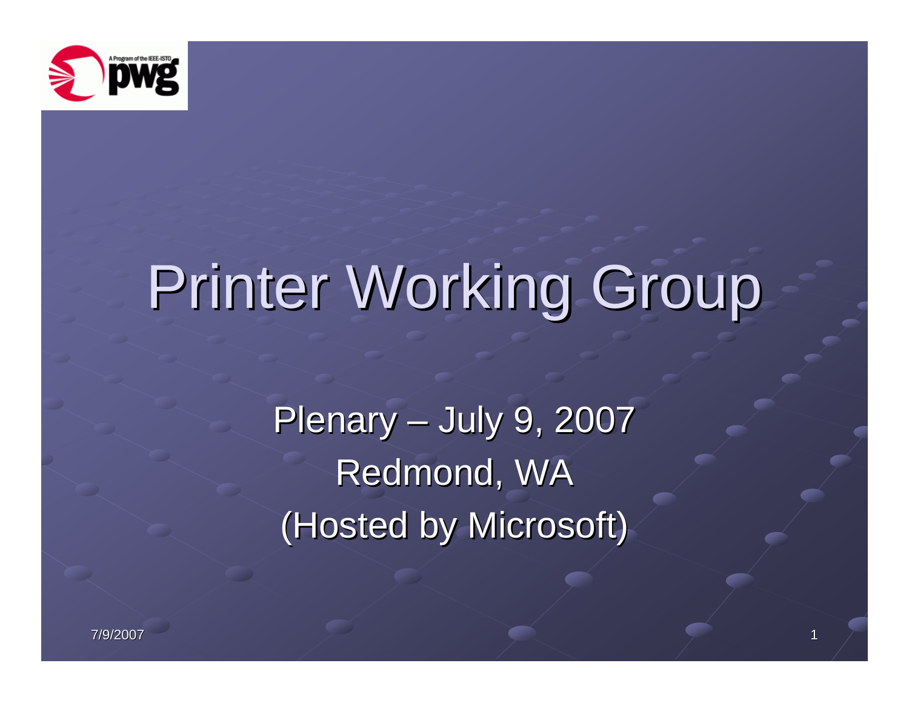# Printer Working Group

Plenary – July 9, 2007
Redmond, WA
(Hosted by Microsoft)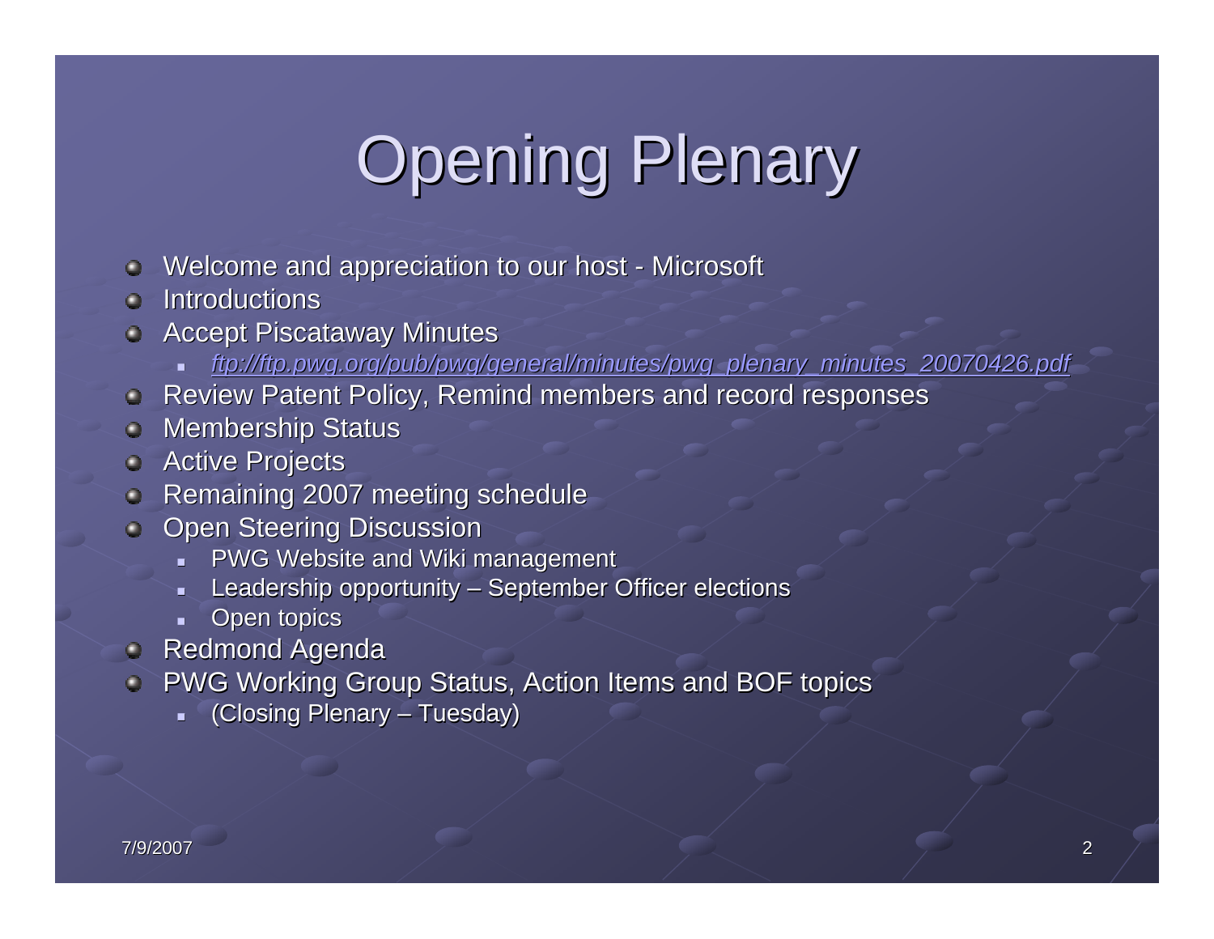# Opening Plenary

- Welcome and appreciation to our host - Microsoft
- Introductions
- Accept Piscataway Minutes
  - *ftp://ftp.pwg.org/pub/pwg/general/minutes/pwg_plenary_minutes_20070426.pdf*
- Review Patent Policy, Remind members and record responses
- Membership Status
- Active Projects
- Remaining 2007 meeting schedule
- Open Steering Discussion
  - PWG Website and Wiki management
  - Leadership opportunity – September Officer elections
  - Open topics
- Redmond Agenda
- PWG Working Group Status, Action Items and BOF topics
  - (Closing Plenary – Tuesday)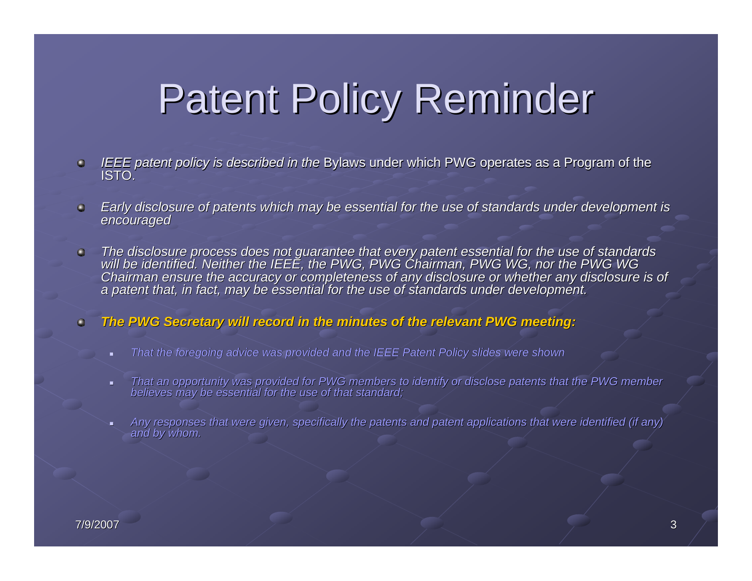# Patent Policy Reminder

- *IEEE patent policy is described in the* Bylaws under which PWG operates as a Program of the ISTO.
- *Early disclosure of patents which may be essential for the use of standards under development is encouraged*
- *The disclosure process does not guarantee that every patent essential for the use of standards will be identified. Neither the IEEE, the PWG, PWG Chairman, PWG WG, nor the PWG WG Chairman ensure the accuracy or completeness of any disclosure or whether any disclosure is of a patent that, in fact, may be essential for the use of standards under development.*
- ***The PWG Secretary will record in the minutes of the relevant PWG meeting:***
  - *That the foregoing advice was provided and the IEEE Patent Policy slides were shown*
  - *That an opportunity was provided for PWG members to identify or disclose patents that the PWG member believes may be essential for the use of that standard;*
  - *Any responses that were given, specifically the patents and patent applications that were identified (if any) and by whom.*

7/9/2007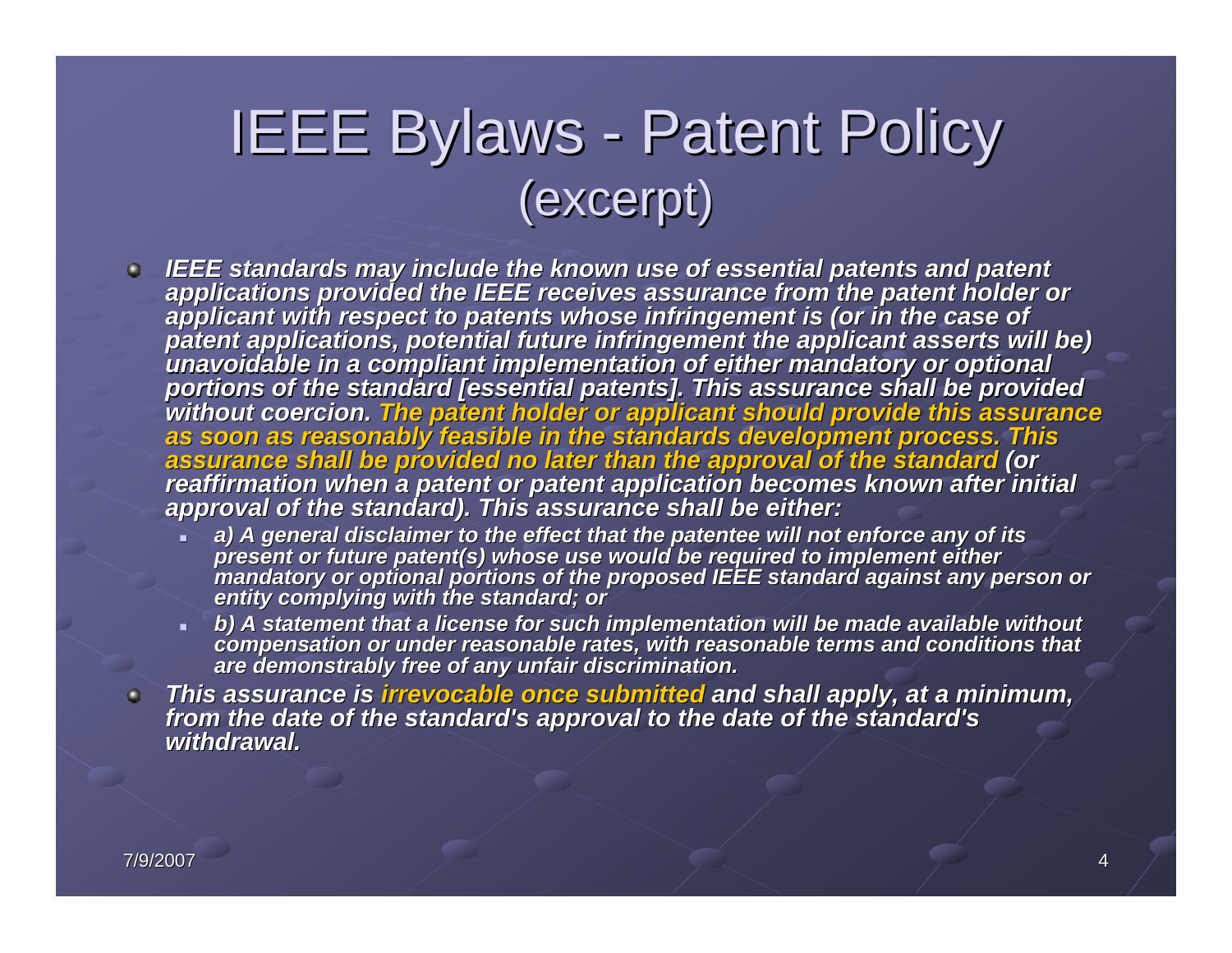# IEEE Bylaws - Patent Policy (excerpt)

- *IEEE standards may include the known use of essential patents and patent applications provided the IEEE receives assurance from the patent holder or applicant with respect to patents whose infringement is (or in the case of patent applications, potential future infringement the applicant asserts will be) unavoidable in a compliant implementation of either mandatory or optional portions of the standard [essential patents]. This assurance shall be provided without coercion. **The patent holder or applicant should provide this assurance as soon as reasonably feasible in the standards development process. This assurance shall be provided no later than the approval of the standard** (or reaffirmation when a patent or patent application becomes known after initial approval of the standard). This assurance shall be either:*
  - *a) A general disclaimer to the effect that the patentee will not enforce any of its present or future patent(s) whose use would be required to implement either mandatory or optional portions of the proposed IEEE standard against any person or entity complying with the standard; or*
  - *b) A statement that a license for such implementation will be made available without compensation or under reasonable rates, with reasonable terms and conditions that are demonstrably free of any unfair discrimination.*
- *This assurance is **irrevocable once submitted** and shall apply, at a minimum, from the date of the standard's approval to the date of the standard's withdrawal.*

7/9/2007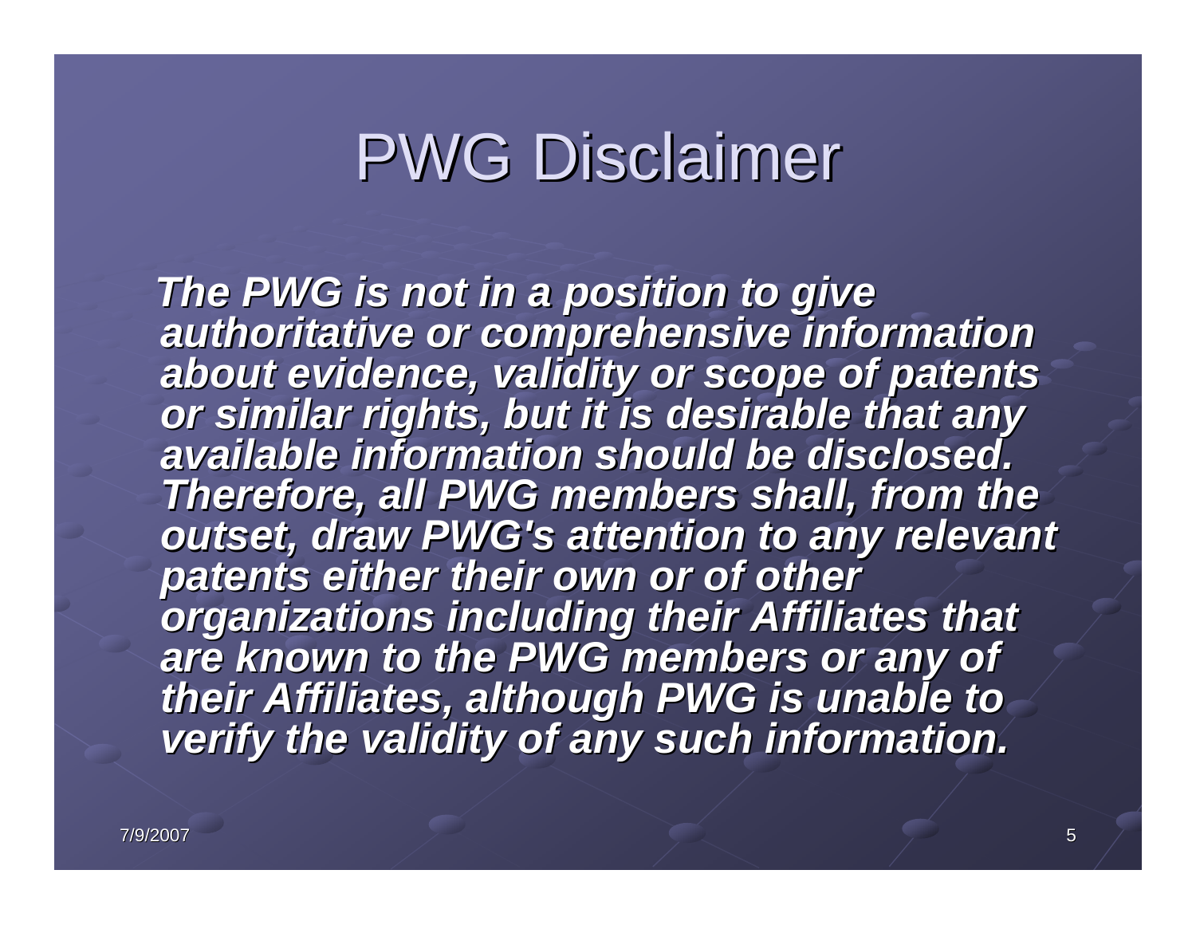# PWG Disclaimer

***The PWG is not in a position to give authoritative or comprehensive information about evidence, validity or scope of patents or similar rights, but it is desirable that any available information should be disclosed. Therefore, all PWG members shall, from the outset, draw PWG's attention to any relevant patents either their own or of other organizations including their Affiliates that are known to the PWG members or any of their Affiliates, although PWG is unable to verify the validity of any such information.***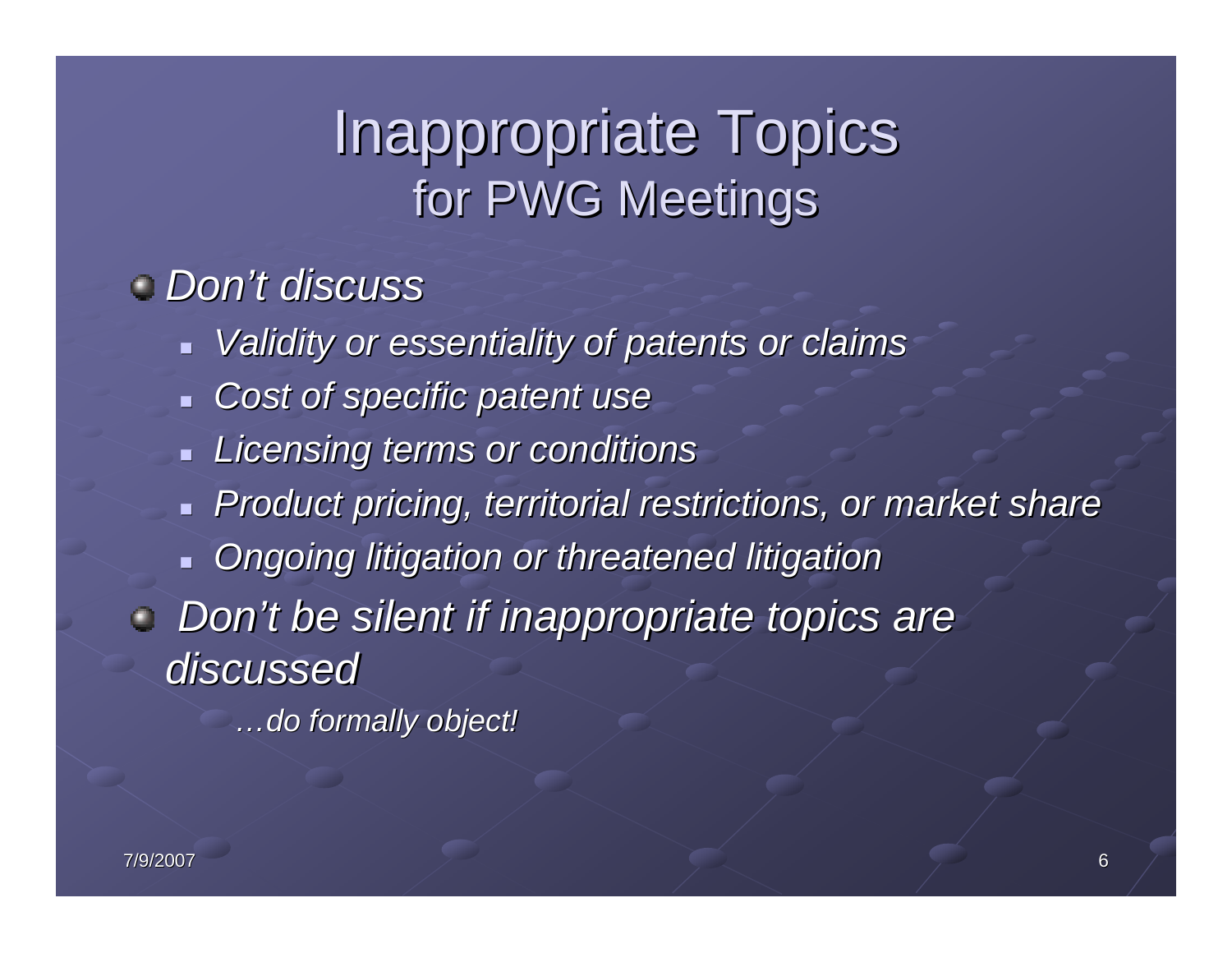# Inappropriate Topics for PWG Meetings

- *Don't discuss*
  - *Validity or essentiality of patents or claims*
  - *Cost of specific patent use*
  - *Licensing terms or conditions*
  - *Product pricing, territorial restrictions, or market share*
  - *Ongoing litigation or threatened litigation*
- *Don't be silent if inappropriate topics are discussed*

  *…do formally object!*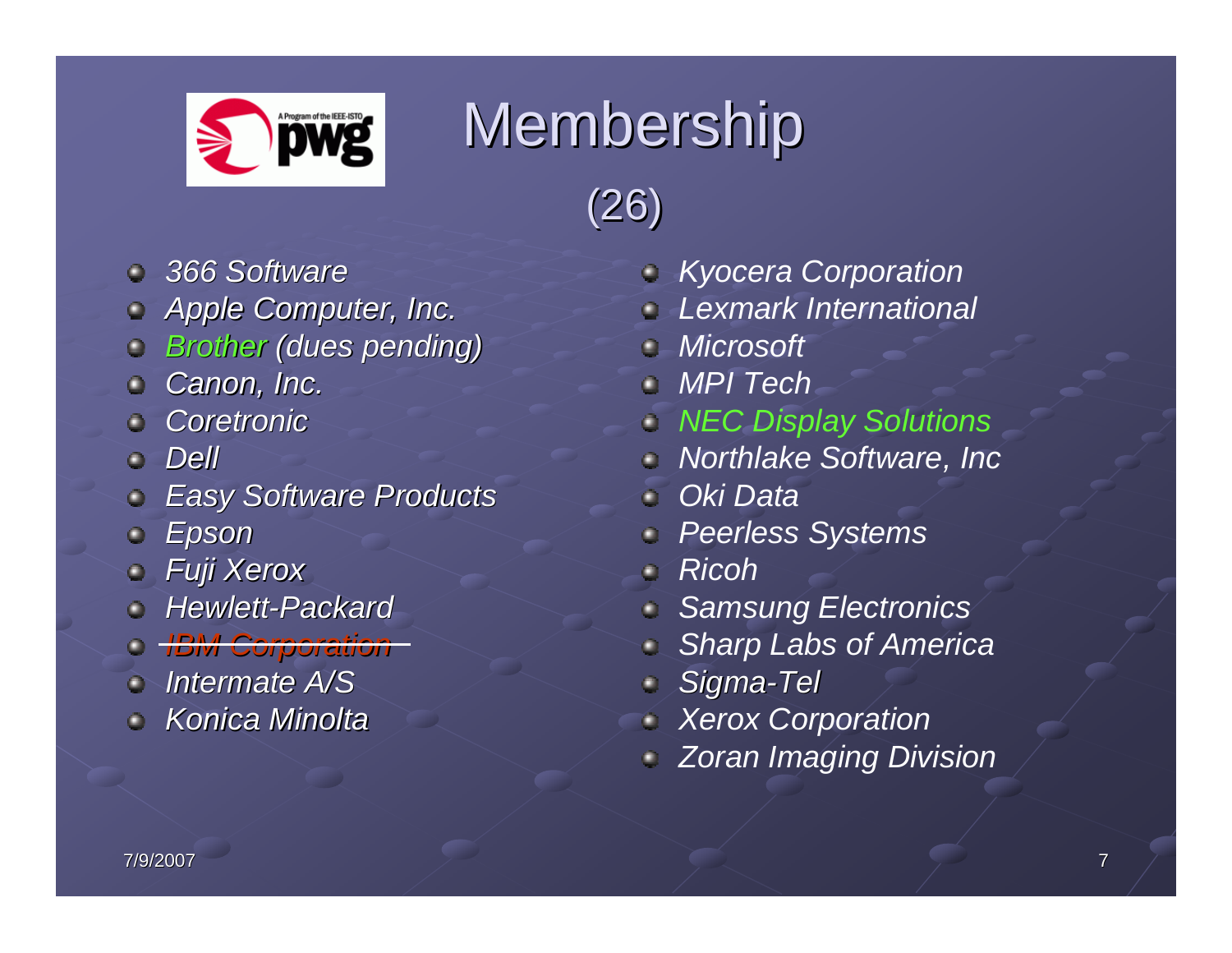# Membership

(26)

- *366 Software*
- *Apple Computer, Inc.*
- *Brother (dues pending)*
- *Canon, Inc.*
- *Coretronic*
- *Dell*
- *Easy Software Products*
- *Epson*
- *Fuji Xerox*
- *Hewlett-Packard*
- ~~*IBM Corporation*~~
- *Intermate A/S*
- *Konica Minolta*
- *Kyocera Corporation*
- *Lexmark International*
- *Microsoft*
- *MPI Tech*
- *NEC Display Solutions*
- *Northlake Software, Inc*
- *Oki Data*
- *Peerless Systems*
- *Ricoh*
- *Samsung Electronics*
- *Sharp Labs of America*
- *Sigma-Tel*
- *Xerox Corporation*
- *Zoran Imaging Division*

7/9/2007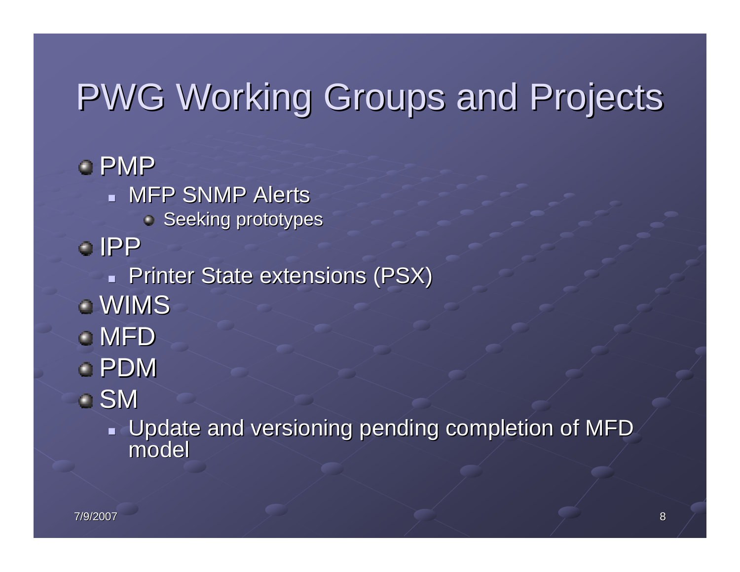# PWG Working Groups and Projects

- PMP
  - MFP SNMP Alerts
    - Seeking prototypes
- IPP
  - Printer State extensions (PSX)
- WIMS
- MFD
- PDM
- SM
  - Update and versioning pending completion of MFD model

7/9/2007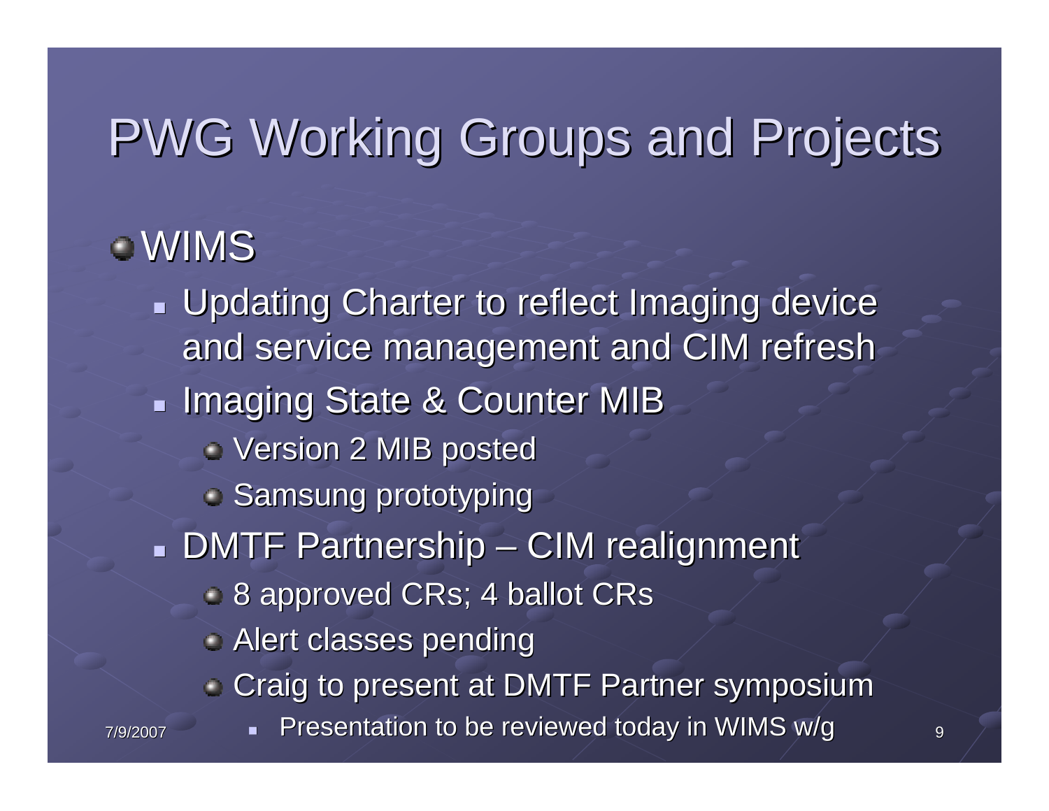# PWG Working Groups and Projects

- WIMS
  - Updating Charter to reflect Imaging device and service management and CIM refresh
  - Imaging State & Counter MIB
    - Version 2 MIB posted
    - Samsung prototyping
  - DMTF Partnership – CIM realignment
    - 8 approved CRs; 4 ballot CRs
    - Alert classes pending
    - Craig to present at DMTF Partner symposium
      - Presentation to be reviewed today in WIMS w/g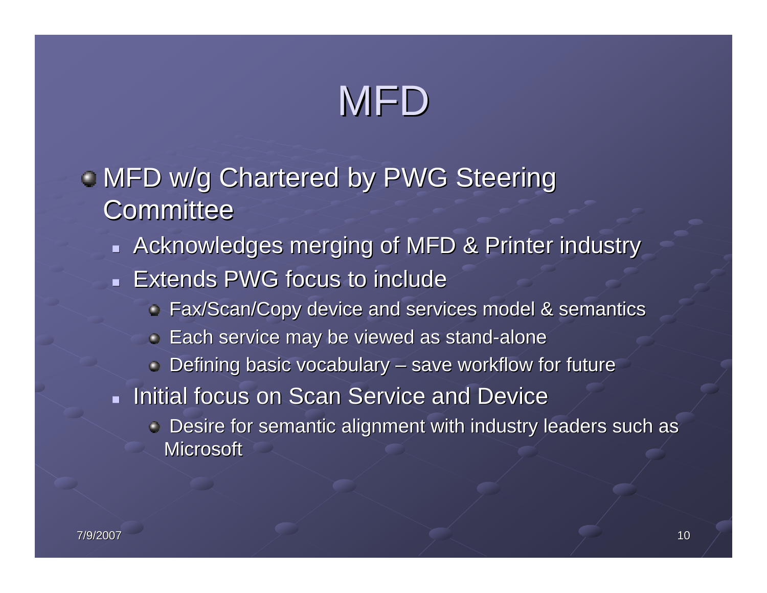# MFD

- MFD w/g Chartered by PWG Steering Committee
  - Acknowledges merging of MFD & Printer industry
  - Extends PWG focus to include
    - Fax/Scan/Copy device and services model & semantics
    - Each service may be viewed as stand-alone
    - Defining basic vocabulary – save workflow for future
  - Initial focus on Scan Service and Device
    - Desire for semantic alignment with industry leaders such as Microsoft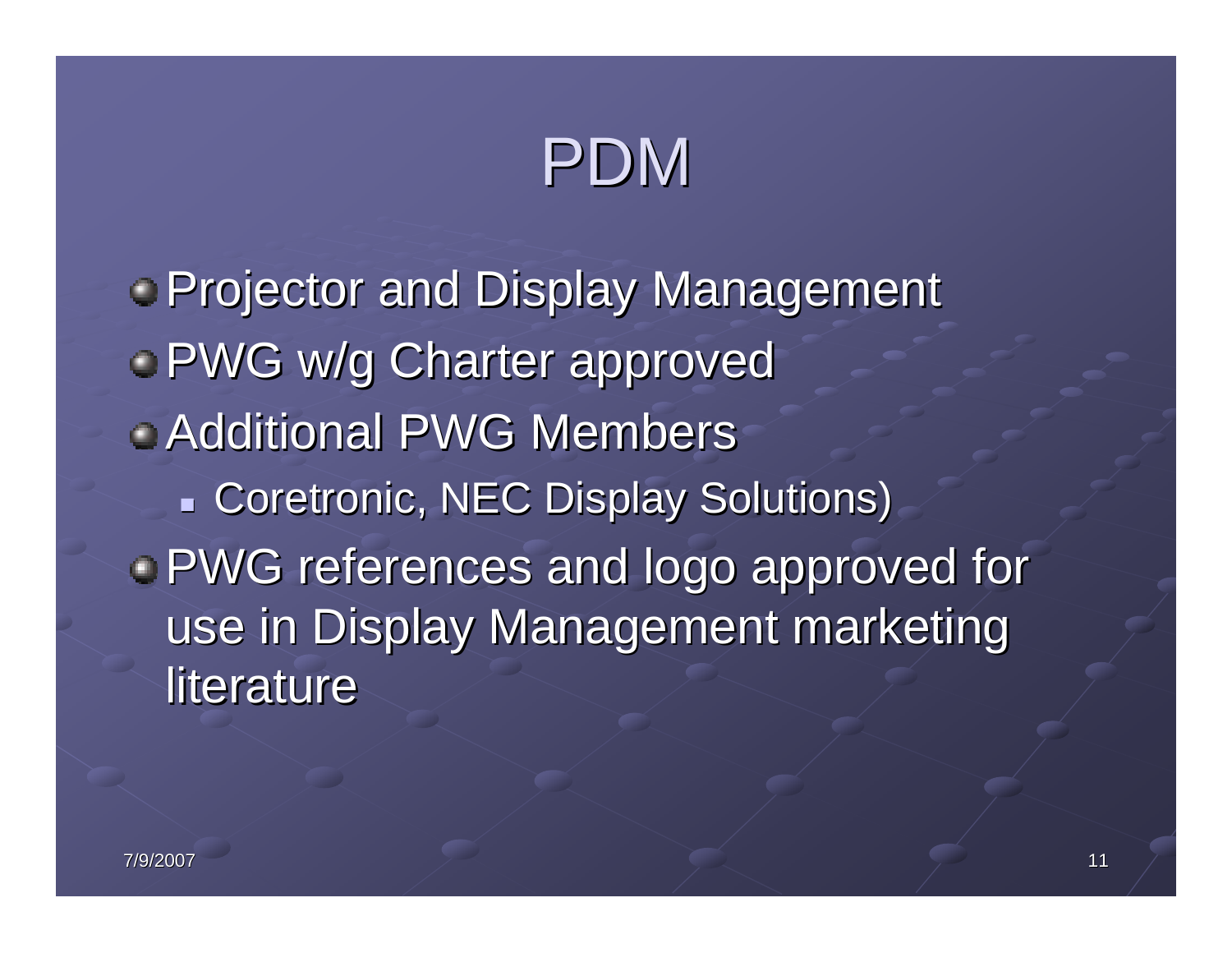# PDM

- Projector and Display Management
- PWG w/g Charter approved
- Additional PWG Members
  - Coretronic, NEC Display Solutions)
- PWG references and logo approved for use in Display Management marketing literature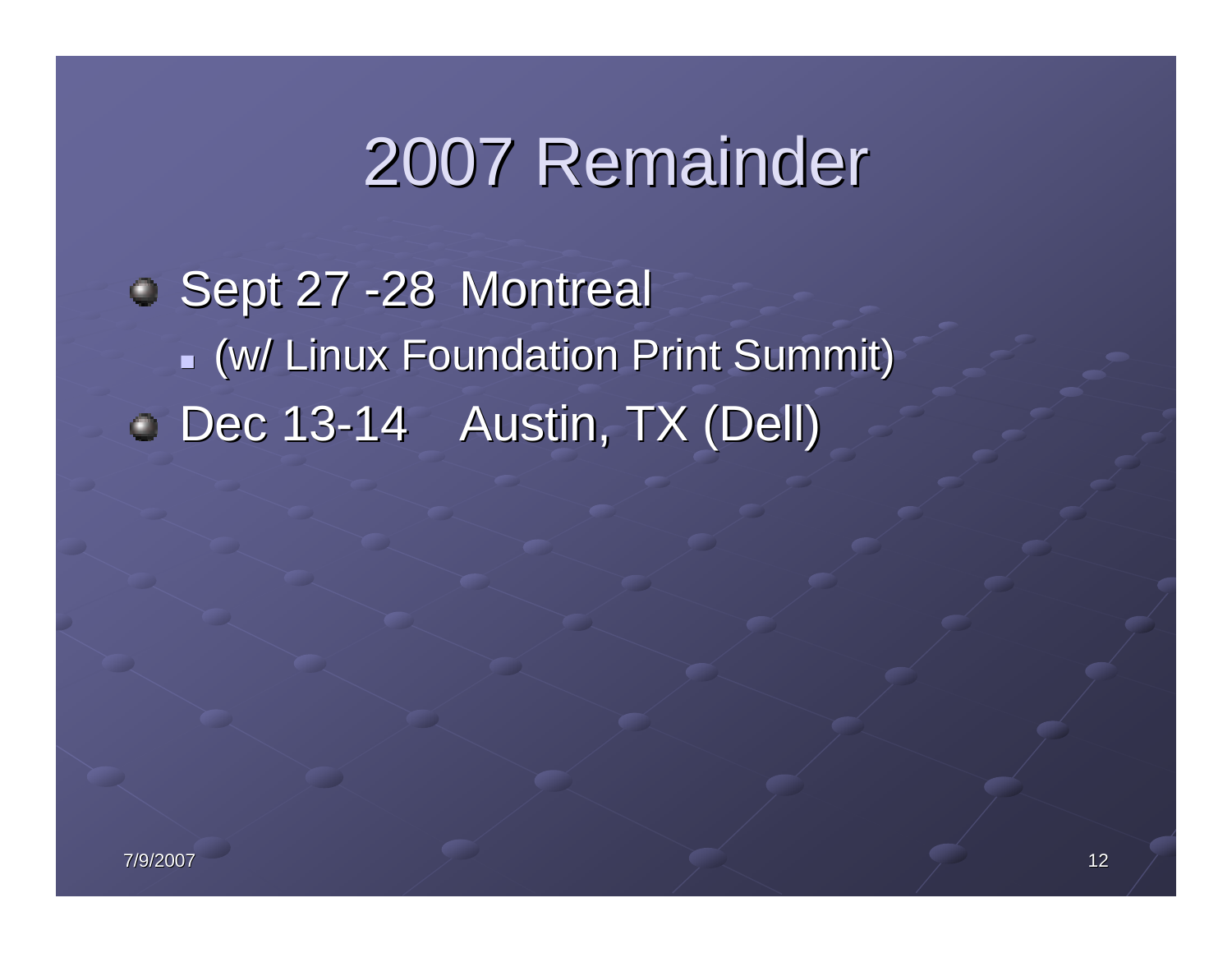# 2007 Remainder

- Sept 27 -28 Montreal
  - (w/ Linux Foundation Print Summit)
- Dec 13-14 Austin, TX (Dell)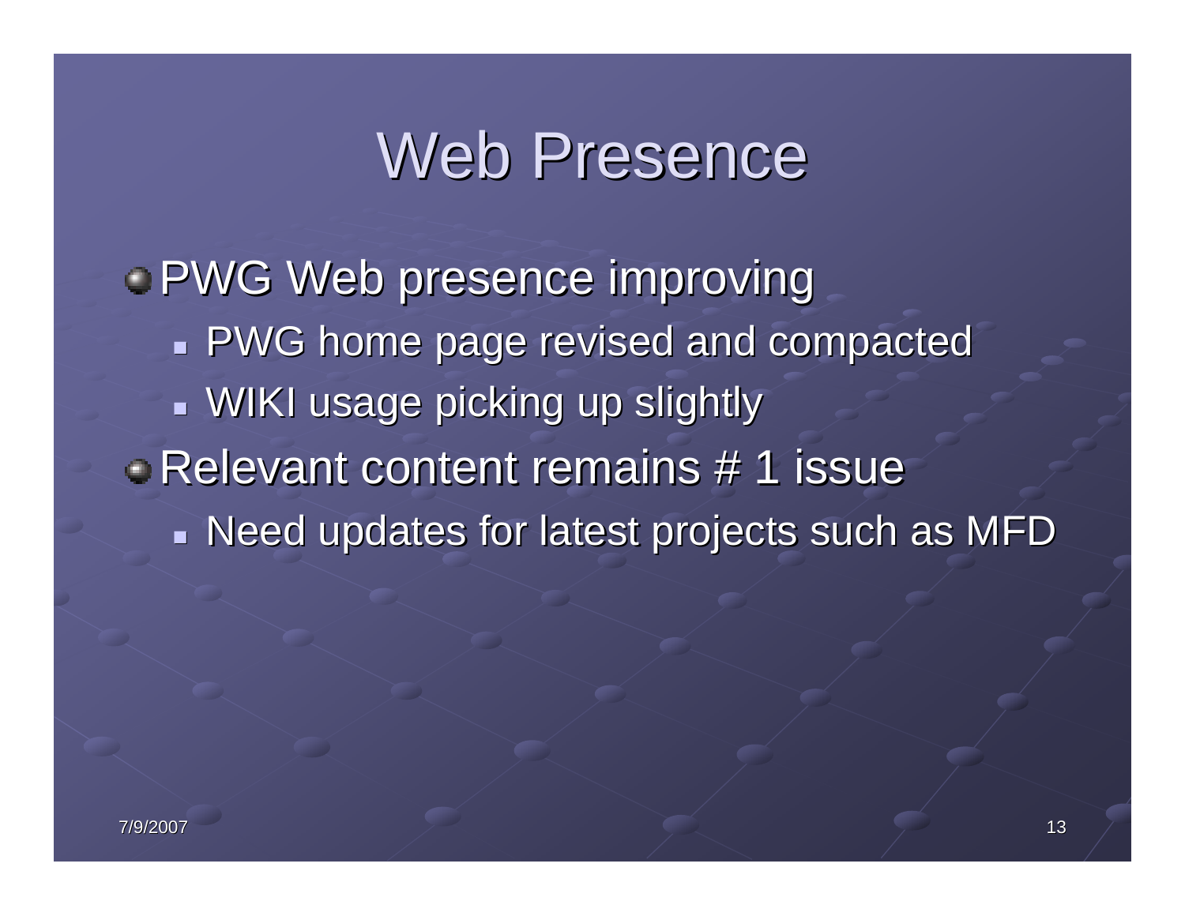# Web Presence

- PWG Web presence improving
  - PWG home page revised and compacted
  - WIKI usage picking up slightly
- Relevant content remains # 1 issue
  - Need updates for latest projects such as MFD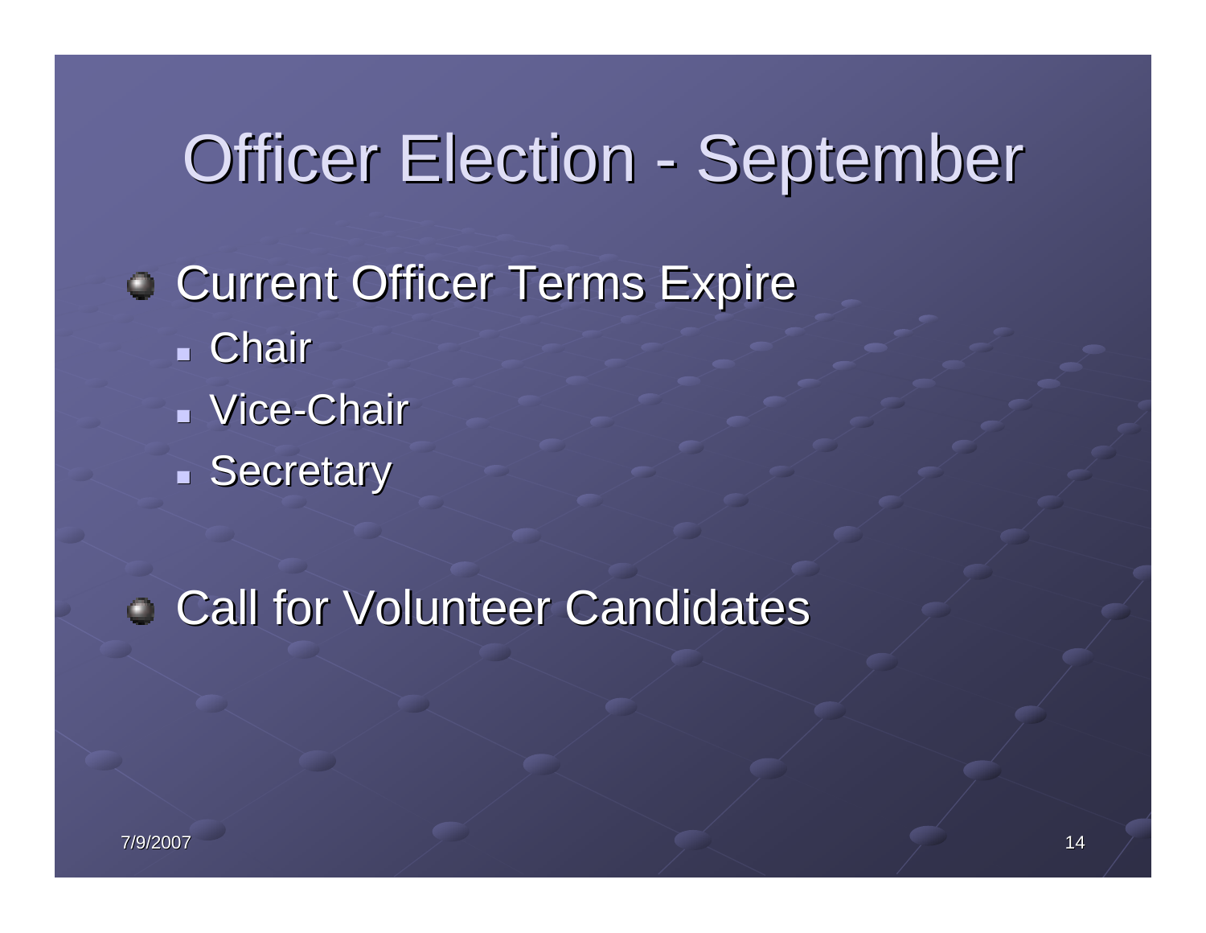# Officer Election - September

- Current Officer Terms Expire
  - Chair
  - Vice-Chair
  - Secretary

- Call for Volunteer Candidates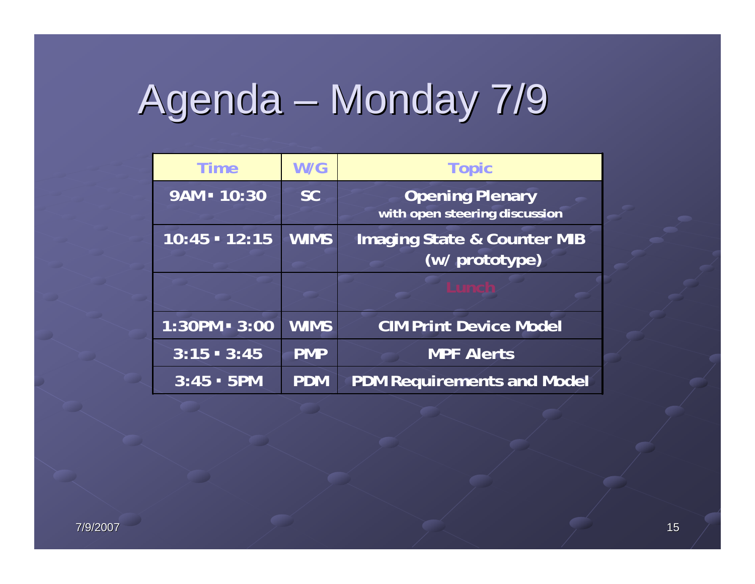# Agenda – Monday 7/9

| Time | W/G | Topic |
|---|---|---|
| 9AM - 10:30 | SC | Opening Plenary with open steering discussion |
| 10:45 - 12:15 | WIMS | Imaging State & Counter MIB (w/ prototype) |
| | | Lunch |
| 1:30PM - 3:00 | WIMS | CIM Print Device Model |
| 3:15 - 3:45 | PMP | MPF Alerts |
| 3:45 - 5PM | PDM | PDM Requirements and Model |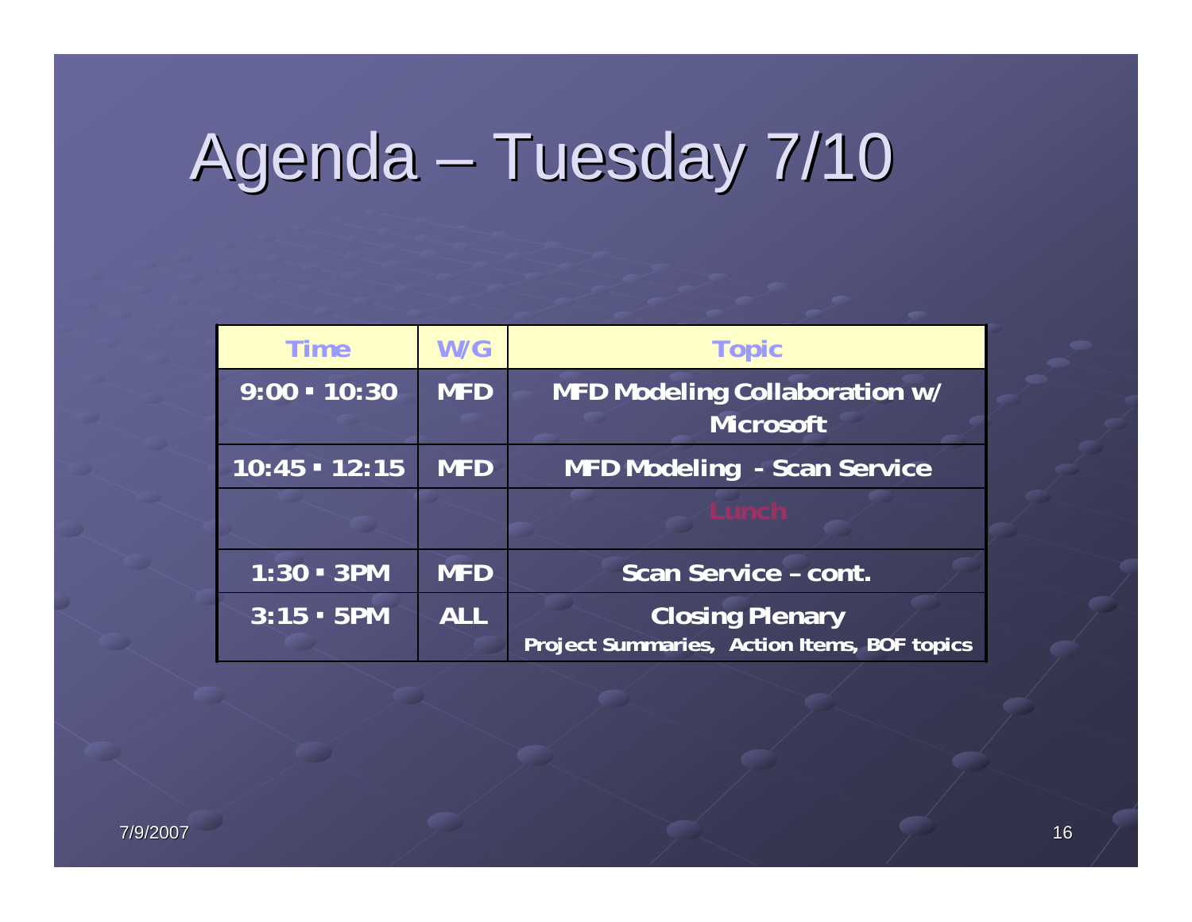# Agenda – Tuesday 7/10

| Time | W/G | Topic |
|---|---|---|
| 9:00 - 10:30 | MFD | MFD Modeling Collaboration w/ Microsoft |
| 10:45 - 12:15 | MFD | MFD Modeling - Scan Service |
| | | Lunch |
| 1:30 - 3PM | MFD | Scan Service – cont. |
| 3:15 - 5PM | ALL | Closing Plenary<br>Project Summaries, Action Items, BOF topics |